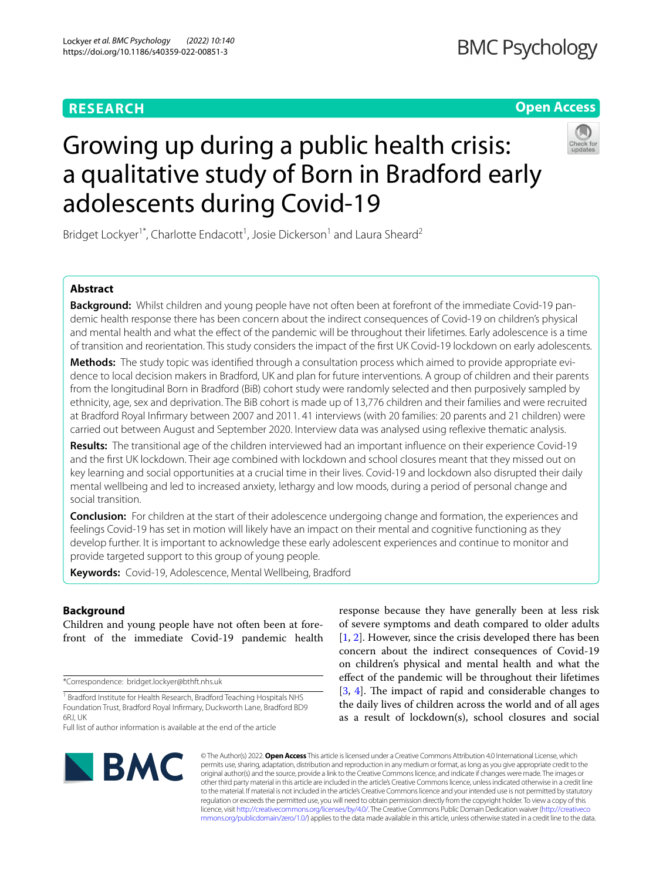RESEARCH

Open Access

# Growing up during a public health crisis: a qualitative study of Born in Bradford early adolescents during Covid-19

Bridget Lockyer[1*], Charlotte Endacott[1], Josie Dickerson[1] and Laura Sheard[2]

## Abstract

**Background:** Whilst children and young people have not often been at forefront of the immediate Covid-19 pandemic health response there has been concern about the indirect consequences of Covid-19 on children's physical and mental health and what the effect of the pandemic will be throughout their lifetimes. Early adolescence is a time of transition and reorientation. This study considers the impact of the first UK Covid-19 lockdown on early adolescents.

**Methods:** The study topic was identified through a consultation process which aimed to provide appropriate evidence to local decision makers in Bradford, UK and plan for future interventions. A group of children and their parents from the longitudinal Born in Bradford (BiB) cohort study were randomly selected and then purposively sampled by ethnicity, age, sex and deprivation. The BiB cohort is made up of 13,776 children and their families and were recruited at Bradford Royal Infirmary between 2007 and 2011. 41 interviews (with 20 families: 20 parents and 21 children) were carried out between August and September 2020. Interview data was analysed using reflexive thematic analysis.

**Results:** The transitional age of the children interviewed had an important influence on their experience Covid-19 and the first UK lockdown. Their age combined with lockdown and school closures meant that they missed out on key learning and social opportunities at a crucial time in their lives. Covid-19 and lockdown also disrupted their daily mental wellbeing and led to increased anxiety, lethargy and low moods, during a period of personal change and social transition.

**Conclusion:** For children at the start of their adolescence undergoing change and formation, the experiences and feelings Covid-19 has set in motion will likely have an impact on their mental and cognitive functioning as they develop further. It is important to acknowledge these early adolescent experiences and continue to monitor and provide targeted support to this group of young people.

**Keywords:** Covid-19, Adolescence, Mental Wellbeing, Bradford

## Background

Children and young people have not often been at forefront of the immediate Covid-19 pandemic health response because they have generally been at less risk of severe symptoms and death compared to older adults [1, 2]. However, since the crisis developed there has been concern about the indirect consequences of Covid-19 on children's physical and mental health and what the effect of the pandemic will be throughout their lifetimes [3, 4]. The impact of rapid and considerable changes to the daily lives of children across the world and of all ages as a result of lockdown(s), school closures and social

*Correspondence: bridget.lockyer@bthft.nhs.uk

[1] Bradford Institute for Health Research, Bradford Teaching Hospitals NHS Foundation Trust, Bradford Royal Infirmary, Duckworth Lane, Bradford BD9 6RJ, UK

Full list of author information is available at the end of the article

© The Author(s) 2022. **Open Access** This article is licensed under a Creative Commons Attribution 4.0 International License, which permits use, sharing, adaptation, distribution and reproduction in any medium or format, as long as you give appropriate credit to the original author(s) and the source, provide a link to the Creative Commons licence, and indicate if changes were made. The images or other third party material in this article are included in the article's Creative Commons licence, unless indicated otherwise in a credit line to the material. If material is not included in the article's Creative Commons licence and your intended use is not permitted by statutory regulation or exceeds the permitted use, you will need to obtain permission directly from the copyright holder. To view a copy of this licence, visit http://creativecommons.org/licenses/by/4.0/. The Creative Commons Public Domain Dedication waiver (http://creativecommons.org/publicdomain/zero/1.0/) applies to the data made available in this article, unless otherwise stated in a credit line to the data.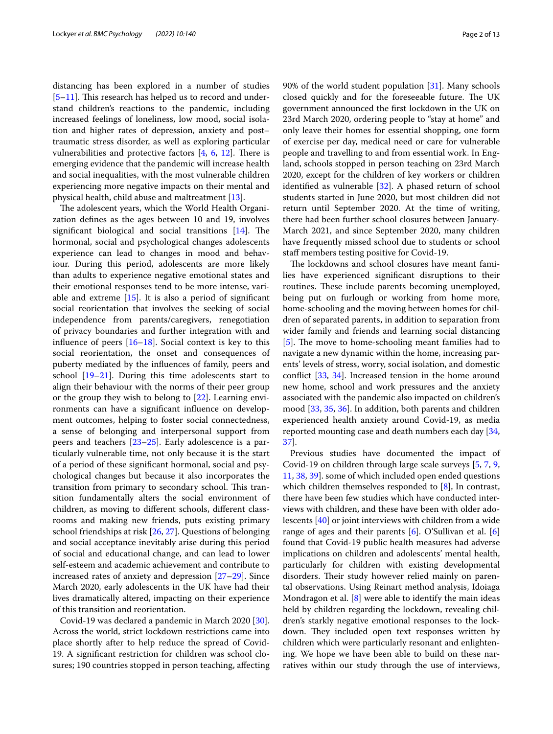distancing has been explored in a number of studies [5–11]. This research has helped us to record and understand children's reactions to the pandemic, including increased feelings of loneliness, low mood, social isolation and higher rates of depression, anxiety and post–traumatic stress disorder, as well as exploring particular vulnerabilities and protective factors [4, 6, 12]. There is emerging evidence that the pandemic will increase health and social inequalities, with the most vulnerable children experiencing more negative impacts on their mental and physical health, child abuse and maltreatment [13].

The adolescent years, which the World Health Organization defines as the ages between 10 and 19, involves significant biological and social transitions [14]. The hormonal, social and psychological changes adolescents experience can lead to changes in mood and behaviour. During this period, adolescents are more likely than adults to experience negative emotional states and their emotional responses tend to be more intense, variable and extreme [15]. It is also a period of significant social reorientation that involves the seeking of social independence from parents/caregivers, renegotiation of privacy boundaries and further integration with and influence of peers [16–18]. Social context is key to this social reorientation, the onset and consequences of puberty mediated by the influences of family, peers and school [19–21]. During this time adolescents start to align their behaviour with the norms of their peer group or the group they wish to belong to [22]. Learning environments can have a significant influence on development outcomes, helping to foster social connectedness, a sense of belonging and interpersonal support from peers and teachers [23–25]. Early adolescence is a particularly vulnerable time, not only because it is the start of a period of these significant hormonal, social and psychological changes but because it also incorporates the transition from primary to secondary school. This transition fundamentally alters the social environment of children, as moving to different schools, different classrooms and making new friends, puts existing primary school friendships at risk [26, 27]. Questions of belonging and social acceptance inevitably arise during this period of social and educational change, and can lead to lower self-esteem and academic achievement and contribute to increased rates of anxiety and depression [27–29]. Since March 2020, early adolescents in the UK have had their lives dramatically altered, impacting on their experience of this transition and reorientation.

Covid-19 was declared a pandemic in March 2020 [30]. Across the world, strict lockdown restrictions came into place shortly after to help reduce the spread of Covid-19. A significant restriction for children was school closures; 190 countries stopped in person teaching, affecting 90% of the world student population [31]. Many schools closed quickly and for the foreseeable future. The UK government announced the first lockdown in the UK on 23rd March 2020, ordering people to "stay at home" and only leave their homes for essential shopping, one form of exercise per day, medical need or care for vulnerable people and travelling to and from essential work. In England, schools stopped in person teaching on 23rd March 2020, except for the children of key workers or children identified as vulnerable [32]. A phased return of school students started in June 2020, but most children did not return until September 2020. At the time of writing, there had been further school closures between January-March 2021, and since September 2020, many children have frequently missed school due to students or school staff members testing positive for Covid-19.

The lockdowns and school closures have meant families have experienced significant disruptions to their routines. These include parents becoming unemployed, being put on furlough or working from home more, home-schooling and the moving between homes for children of separated parents, in addition to separation from wider family and friends and learning social distancing [5]. The move to home-schooling meant families had to navigate a new dynamic within the home, increasing parents' levels of stress, worry, social isolation, and domestic conflict [33, 34]. Increased tension in the home around new home, school and work pressures and the anxiety associated with the pandemic also impacted on children's mood [33, 35, 36]. In addition, both parents and children experienced health anxiety around Covid-19, as media reported mounting case and death numbers each day [34, 37].

Previous studies have documented the impact of Covid-19 on children through large scale surveys [5, 7, 9, 11, 38, 39]. some of which included open ended questions which children themselves responded to [8], In contrast, there have been few studies which have conducted interviews with children, and these have been with older adolescents [40] or joint interviews with children from a wide range of ages and their parents [6]. O'Sullivan et al. [6] found that Covid-19 public health measures had adverse implications on children and adolescents' mental health, particularly for children with existing developmental disorders. Their study however relied mainly on parental observations. Using Reinart method analysis, Idoiaga Mondragon et al. [8] were able to identify the main ideas held by children regarding the lockdown, revealing children's starkly negative emotional responses to the lockdown. They included open text responses written by children which were particularly resonant and enlightening. We hope we have been able to build on these narratives within our study through the use of interviews,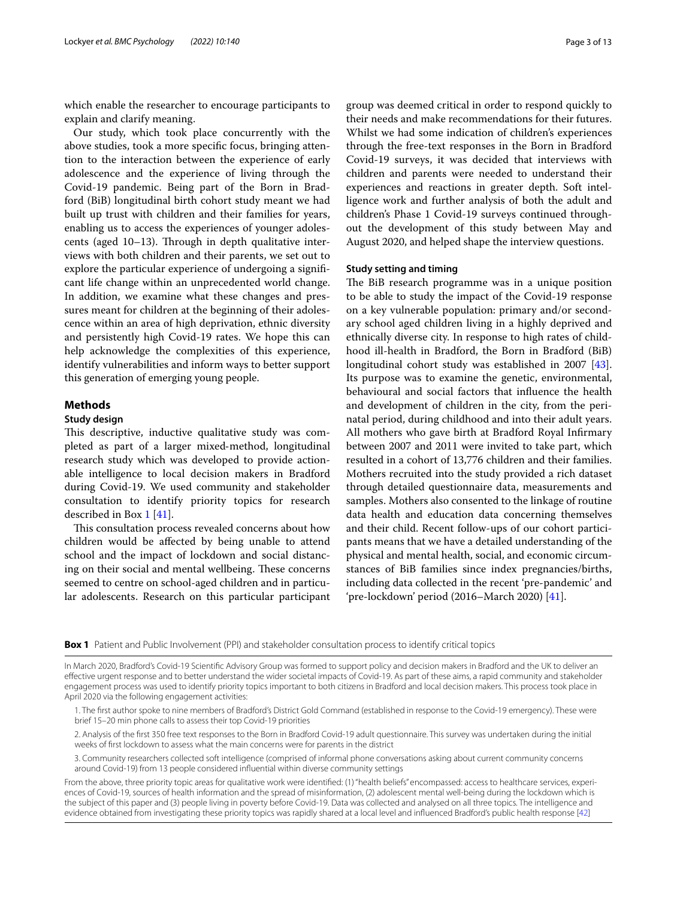which enable the researcher to encourage participants to explain and clarify meaning.

Our study, which took place concurrently with the above studies, took a more specific focus, bringing attention to the interaction between the experience of early adolescence and the experience of living through the Covid-19 pandemic. Being part of the Born in Bradford (BiB) longitudinal birth cohort study meant we had built up trust with children and their families for years, enabling us to access the experiences of younger adolescents (aged 10–13). Through in depth qualitative interviews with both children and their parents, we set out to explore the particular experience of undergoing a significant life change within an unprecedented world change. In addition, we examine what these changes and pressures meant for children at the beginning of their adolescence within an area of high deprivation, ethnic diversity and persistently high Covid-19 rates. We hope this can help acknowledge the complexities of this experience, identify vulnerabilities and inform ways to better support this generation of emerging young people.

## Methods

### Study design

This descriptive, inductive qualitative study was completed as part of a larger mixed-method, longitudinal research study which was developed to provide actionable intelligence to local decision makers in Bradford during Covid-19. We used community and stakeholder consultation to identify priority topics for research described in Box 1 [41].

This consultation process revealed concerns about how children would be affected by being unable to attend school and the impact of lockdown and social distancing on their social and mental wellbeing. These concerns seemed to centre on school-aged children and in particular adolescents. Research on this particular participant group was deemed critical in order to respond quickly to their needs and make recommendations for their futures. Whilst we had some indication of children's experiences through the free-text responses in the Born in Bradford Covid-19 surveys, it was decided that interviews with children and parents were needed to understand their experiences and reactions in greater depth. Soft intelligence work and further analysis of both the adult and children's Phase 1 Covid-19 surveys continued throughout the development of this study between May and August 2020, and helped shape the interview questions.

### Study setting and timing

The BiB research programme was in a unique position to be able to study the impact of the Covid-19 response on a key vulnerable population: primary and/or secondary school aged children living in a highly deprived and ethnically diverse city. In response to high rates of childhood ill-health in Bradford, the Born in Bradford (BiB) longitudinal cohort study was established in 2007 [43]. Its purpose was to examine the genetic, environmental, behavioural and social factors that influence the health and development of children in the city, from the perinatal period, during childhood and into their adult years. All mothers who gave birth at Bradford Royal Infirmary between 2007 and 2011 were invited to take part, which resulted in a cohort of 13,776 children and their families. Mothers recruited into the study provided a rich dataset through detailed questionnaire data, measurements and samples. Mothers also consented to the linkage of routine data health and education data concerning themselves and their child. Recent follow-ups of our cohort participants means that we have a detailed understanding of the physical and mental health, social, and economic circumstances of BiB families since index pregnancies/births, including data collected in the recent 'pre-pandemic' and 'pre-lockdown' period (2016–March 2020) [41].

**Box 1** Patient and Public Involvement (PPI) and stakeholder consultation process to identify critical topics

In March 2020, Bradford's Covid-19 Scientific Advisory Group was formed to support policy and decision makers in Bradford and the UK to deliver an effective urgent response and to better understand the wider societal impacts of Covid-19. As part of these aims, a rapid community and stakeholder engagement process was used to identify priority topics important to both citizens in Bradford and local decision makers. This process took place in April 2020 via the following engagement activities:

1. The first author spoke to nine members of Bradford's District Gold Command (established in response to the Covid-19 emergency). These were brief 15–20 min phone calls to assess their top Covid-19 priorities
2. Analysis of the first 350 free text responses to the Born in Bradford Covid-19 adult questionnaire. This survey was undertaken during the initial weeks of first lockdown to assess what the main concerns were for parents in the district
3. Community researchers collected soft intelligence (comprised of informal phone conversations asking about current community concerns around Covid-19) from 13 people considered influential within diverse community settings

From the above, three priority topic areas for qualitative work were identified: (1) "health beliefs" encompassed: access to healthcare services, experiences of Covid-19, sources of health information and the spread of misinformation, (2) adolescent mental well-being during the lockdown which is the subject of this paper and (3) people living in poverty before Covid-19. Data was collected and analysed on all three topics. The intelligence and evidence obtained from investigating these priority topics was rapidly shared at a local level and influenced Bradford's public health response [42]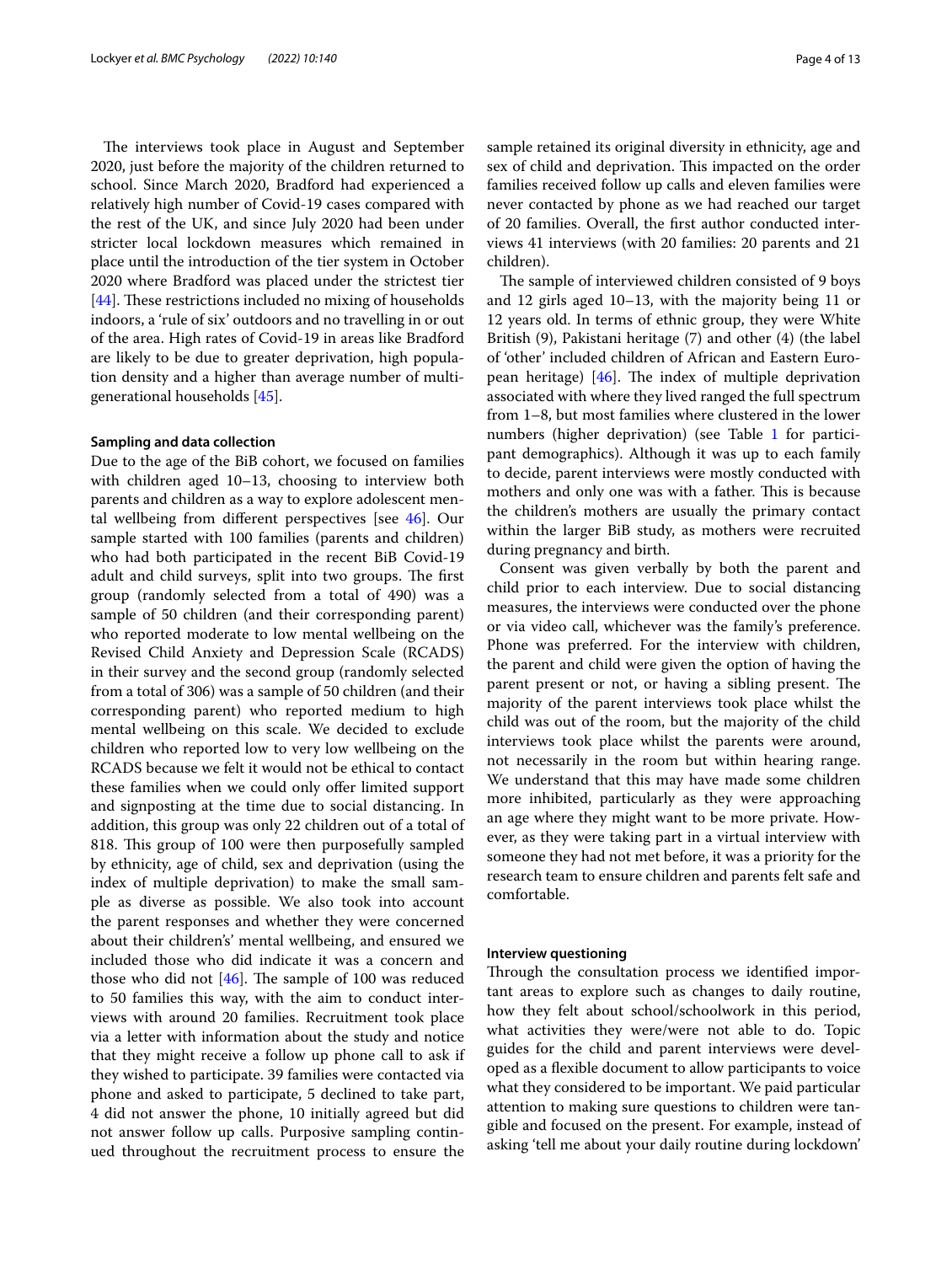The interviews took place in August and September 2020, just before the majority of the children returned to school. Since March 2020, Bradford had experienced a relatively high number of Covid-19 cases compared with the rest of the UK, and since July 2020 had been under stricter local lockdown measures which remained in place until the introduction of the tier system in October 2020 where Bradford was placed under the strictest tier [44]. These restrictions included no mixing of households indoors, a 'rule of six' outdoors and no travelling in or out of the area. High rates of Covid-19 in areas like Bradford are likely to be due to greater deprivation, high population density and a higher than average number of multi-generational households [45].

### Sampling and data collection

Due to the age of the BiB cohort, we focused on families with children aged 10–13, choosing to interview both parents and children as a way to explore adolescent mental wellbeing from different perspectives [see 46]. Our sample started with 100 families (parents and children) who had both participated in the recent BiB Covid-19 adult and child surveys, split into two groups. The first group (randomly selected from a total of 490) was a sample of 50 children (and their corresponding parent) who reported moderate to low mental wellbeing on the Revised Child Anxiety and Depression Scale (RCADS) in their survey and the second group (randomly selected from a total of 306) was a sample of 50 children (and their corresponding parent) who reported medium to high mental wellbeing on this scale. We decided to exclude children who reported low to very low wellbeing on the RCADS because we felt it would not be ethical to contact these families when we could only offer limited support and signposting at the time due to social distancing. In addition, this group was only 22 children out of a total of 818. This group of 100 were then purposefully sampled by ethnicity, age of child, sex and deprivation (using the index of multiple deprivation) to make the small sample as diverse as possible. We also took into account the parent responses and whether they were concerned about their childrens' mental wellbeing, and ensured we included those who did indicate it was a concern and those who did not [46]. The sample of 100 was reduced to 50 families this way, with the aim to conduct interviews with around 20 families. Recruitment took place via a letter with information about the study and notice that they might receive a follow up phone call to ask if they wished to participate. 39 families were contacted via phone and asked to participate, 5 declined to take part, 4 did not answer the phone, 10 initially agreed but did not answer follow up calls. Purposive sampling continued throughout the recruitment process to ensure the sample retained its original diversity in ethnicity, age and sex of child and deprivation. This impacted on the order families received follow up calls and eleven families were never contacted by phone as we had reached our target of 20 families. Overall, the first author conducted interviews 41 interviews (with 20 families: 20 parents and 21 children).

The sample of interviewed children consisted of 9 boys and 12 girls aged 10–13, with the majority being 11 or 12 years old. In terms of ethnic group, they were White British (9), Pakistani heritage (7) and other (4) (the label of 'other' included children of African and Eastern European heritage) [46]. The index of multiple deprivation associated with where they lived ranged the full spectrum from 1–8, but most families where clustered in the lower numbers (higher deprivation) (see Table 1 for participant demographics). Although it was up to each family to decide, parent interviews were mostly conducted with mothers and only one was with a father. This is because the children's mothers are usually the primary contact within the larger BiB study, as mothers were recruited during pregnancy and birth.

Consent was given verbally by both the parent and child prior to each interview. Due to social distancing measures, the interviews were conducted over the phone or via video call, whichever was the family's preference. Phone was preferred. For the interview with children, the parent and child were given the option of having the parent present or not, or having a sibling present. The majority of the parent interviews took place whilst the child was out of the room, but the majority of the child interviews took place whilst the parents were around, not necessarily in the room but within hearing range. We understand that this may have made some children more inhibited, particularly as they were approaching an age where they might want to be more private. However, as they were taking part in a virtual interview with someone they had not met before, it was a priority for the research team to ensure children and parents felt safe and comfortable.

### Interview questioning

Through the consultation process we identified important areas to explore such as changes to daily routine, how they felt about school/schoolwork in this period, what activities they were/were not able to do. Topic guides for the child and parent interviews were developed as a flexible document to allow participants to voice what they considered to be important. We paid particular attention to making sure questions to children were tangible and focused on the present. For example, instead of asking 'tell me about your daily routine during lockdown'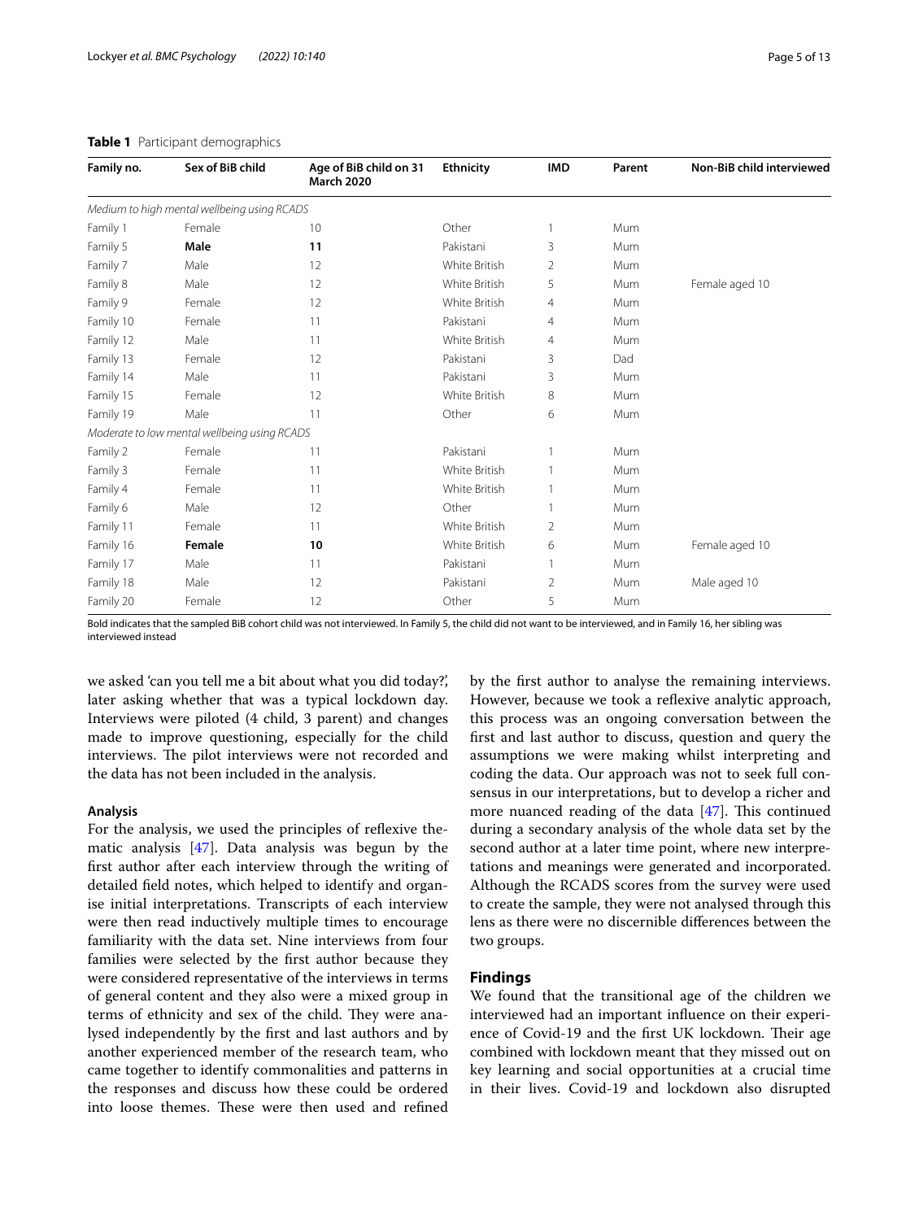**Table 1** Participant demographics

| Family no. | Sex of BiB child | Age of BiB child on 31 March 2020 | Ethnicity | IMD | Parent | Non-BiB child interviewed |
|---|---|---|---|---|---|---|
| *Medium to high mental wellbeing using RCADS* | | | | | | |
| Family 1 | Female | 10 | Other | 1 | Mum | |
| Family 5 | **Male** | **11** | Pakistani | 3 | Mum | |
| Family 7 | Male | 12 | White British | 2 | Mum | |
| Family 8 | Male | 12 | White British | 5 | Mum | Female aged 10 |
| Family 9 | Female | 12 | White British | 4 | Mum | |
| Family 10 | Female | 11 | Pakistani | 4 | Mum | |
| Family 12 | Male | 11 | White British | 4 | Mum | |
| Family 13 | Female | 12 | Pakistani | 3 | Dad | |
| Family 14 | Male | 11 | Pakistani | 3 | Mum | |
| Family 15 | Female | 12 | White British | 8 | Mum | |
| Family 19 | Male | 11 | Other | 6 | Mum | |
| *Moderate to low mental wellbeing using RCADS* | | | | | | |
| Family 2 | Female | 11 | Pakistani | 1 | Mum | |
| Family 3 | Female | 11 | White British | 1 | Mum | |
| Family 4 | Female | 11 | White British | 1 | Mum | |
| Family 6 | Male | 12 | Other | 1 | Mum | |
| Family 11 | Female | 11 | White British | 2 | Mum | |
| Family 16 | **Female** | **10** | White British | 6 | Mum | Female aged 10 |
| Family 17 | Male | 11 | Pakistani | 1 | Mum | |
| Family 18 | Male | 12 | Pakistani | 2 | Mum | Male aged 10 |
| Family 20 | Female | 12 | Other | 5 | Mum | |

Bold indicates that the sampled BiB cohort child was not interviewed. In Family 5, the child did not want to be interviewed, and in Family 16, her sibling was interviewed instead

we asked 'can you tell me a bit about what you did today?', later asking whether that was a typical lockdown day. Interviews were piloted (4 child, 3 parent) and changes made to improve questioning, especially for the child interviews. The pilot interviews were not recorded and the data has not been included in the analysis.

### Analysis

For the analysis, we used the principles of reflexive thematic analysis [47]. Data analysis was begun by the first author after each interview through the writing of detailed field notes, which helped to identify and organise initial interpretations. Transcripts of each interview were then read inductively multiple times to encourage familiarity with the data set. Nine interviews from four families were selected by the first author because they were considered representative of the interviews in terms of general content and they also were a mixed group in terms of ethnicity and sex of the child. They were analysed independently by the first and last authors and by another experienced member of the research team, who came together to identify commonalities and patterns in the responses and discuss how these could be ordered into loose themes. These were then used and refined by the first author to analyse the remaining interviews. However, because we took a reflexive analytic approach, this process was an ongoing conversation between the first and last author to discuss, question and query the assumptions we were making whilst interpreting and coding the data. Our approach was not to seek full consensus in our interpretations, but to develop a richer and more nuanced reading of the data [47]. This continued during a secondary analysis of the whole data set by the second author at a later time point, where new interpretations and meanings were generated and incorporated. Although the RCADS scores from the survey were used to create the sample, they were not analysed through this lens as there were no discernible differences between the two groups.

## Findings

We found that the transitional age of the children we interviewed had an important influence on their experience of Covid-19 and the first UK lockdown. Their age combined with lockdown meant that they missed out on key learning and social opportunities at a crucial time in their lives. Covid-19 and lockdown also disrupted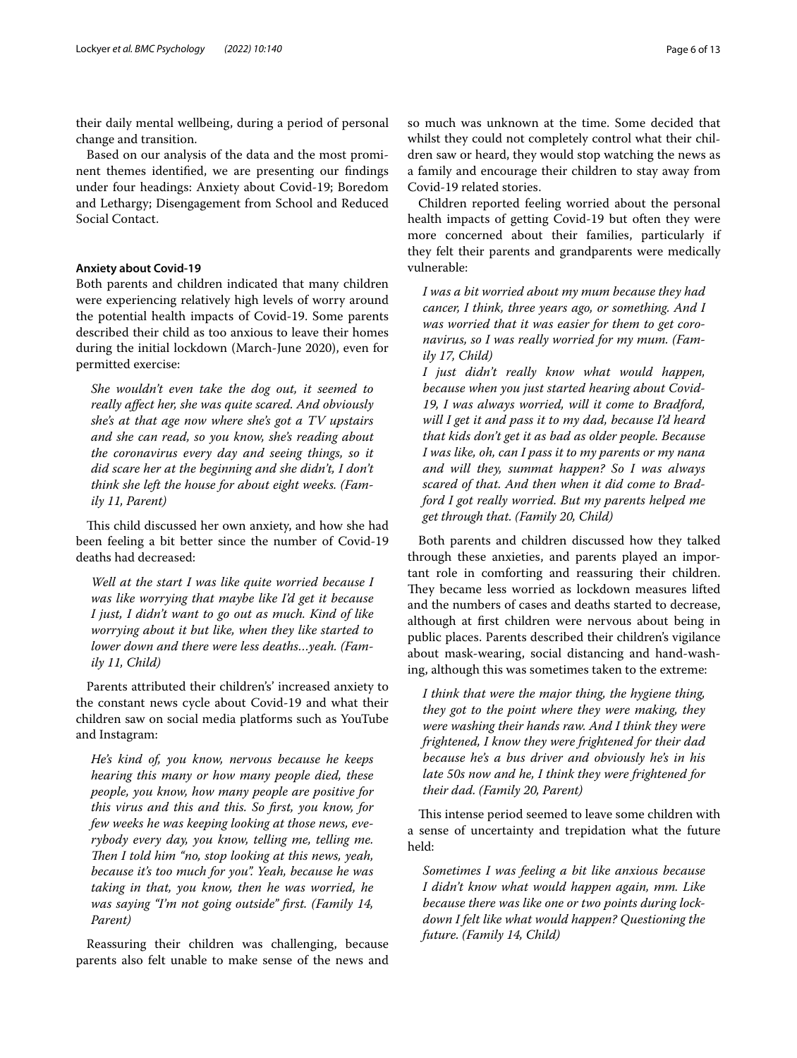their daily mental wellbeing, during a period of personal change and transition.

Based on our analysis of the data and the most prominent themes identified, we are presenting our findings under four headings: Anxiety about Covid-19; Boredom and Lethargy; Disengagement from School and Reduced Social Contact.

**Anxiety about Covid-19**

Both parents and children indicated that many children were experiencing relatively high levels of worry around the potential health impacts of Covid-19. Some parents described their child as too anxious to leave their homes during the initial lockdown (March-June 2020), even for permitted exercise:

> *She wouldn't even take the dog out, it seemed to really affect her, she was quite scared. And obviously she's at that age now where she's got a TV upstairs and she can read, so you know, she's reading about the coronavirus every day and seeing things, so it did scare her at the beginning and she didn't, I don't think she left the house for about eight weeks. (Family 11, Parent)*

This child discussed her own anxiety, and how she had been feeling a bit better since the number of Covid-19 deaths had decreased:

> *Well at the start I was like quite worried because I was like worrying that maybe like I'd get it because I just, I didn't want to go out as much. Kind of like worrying about it but like, when they like started to lower down and there were less deaths…yeah. (Family 11, Child)*

Parents attributed their childrens' increased anxiety to the constant news cycle about Covid-19 and what their children saw on social media platforms such as YouTube and Instagram:

> *He's kind of, you know, nervous because he keeps hearing this many or how many people died, these people, you know, how many people are positive for this virus and this and this. So first, you know, for few weeks he was keeping looking at those news, everybody every day, you know, telling me, telling me. Then I told him "no, stop looking at this news, yeah, because it's too much for you". Yeah, because he was taking in that, you know, then he was worried, he was saying "I'm not going outside" first. (Family 14, Parent)*

Reassuring their children was challenging, because parents also felt unable to make sense of the news and so much was unknown at the time. Some decided that whilst they could not completely control what their children saw or heard, they would stop watching the news as a family and encourage their children to stay away from Covid-19 related stories.

Children reported feeling worried about the personal health impacts of getting Covid-19 but often they were more concerned about their families, particularly if they felt their parents and grandparents were medically vulnerable:

> *I was a bit worried about my mum because they had cancer, I think, three years ago, or something. And I was worried that it was easier for them to get coronavirus, so I was really worried for my mum. (Family 17, Child)*
>
> *I just didn't really know what would happen, because when you just started hearing about Covid-19, I was always worried, will it come to Bradford, will I get it and pass it to my dad, because I'd heard that kids don't get it as bad as older people. Because I was like, oh, can I pass it to my parents or my nana and will they, summat happen? So I was always scared of that. And then when it did come to Bradford I got really worried. But my parents helped me get through that. (Family 20, Child)*

Both parents and children discussed how they talked through these anxieties, and parents played an important role in comforting and reassuring their children. They became less worried as lockdown measures lifted and the numbers of cases and deaths started to decrease, although at first children were nervous about being in public places. Parents described their children's vigilance about mask-wearing, social distancing and hand-washing, although this was sometimes taken to the extreme:

> *I think that were the major thing, the hygiene thing, they got to the point where they were making, they were washing their hands raw. And I think they were frightened, I know they were frightened for their dad because he's a bus driver and obviously he's in his late 50s now and he, I think they were frightened for their dad. (Family 20, Parent)*

This intense period seemed to leave some children with a sense of uncertainty and trepidation what the future held:

> *Sometimes I was feeling a bit like anxious because I didn't know what would happen again, mm. Like because there was like one or two points during lockdown I felt like what would happen? Questioning the future. (Family 14, Child)*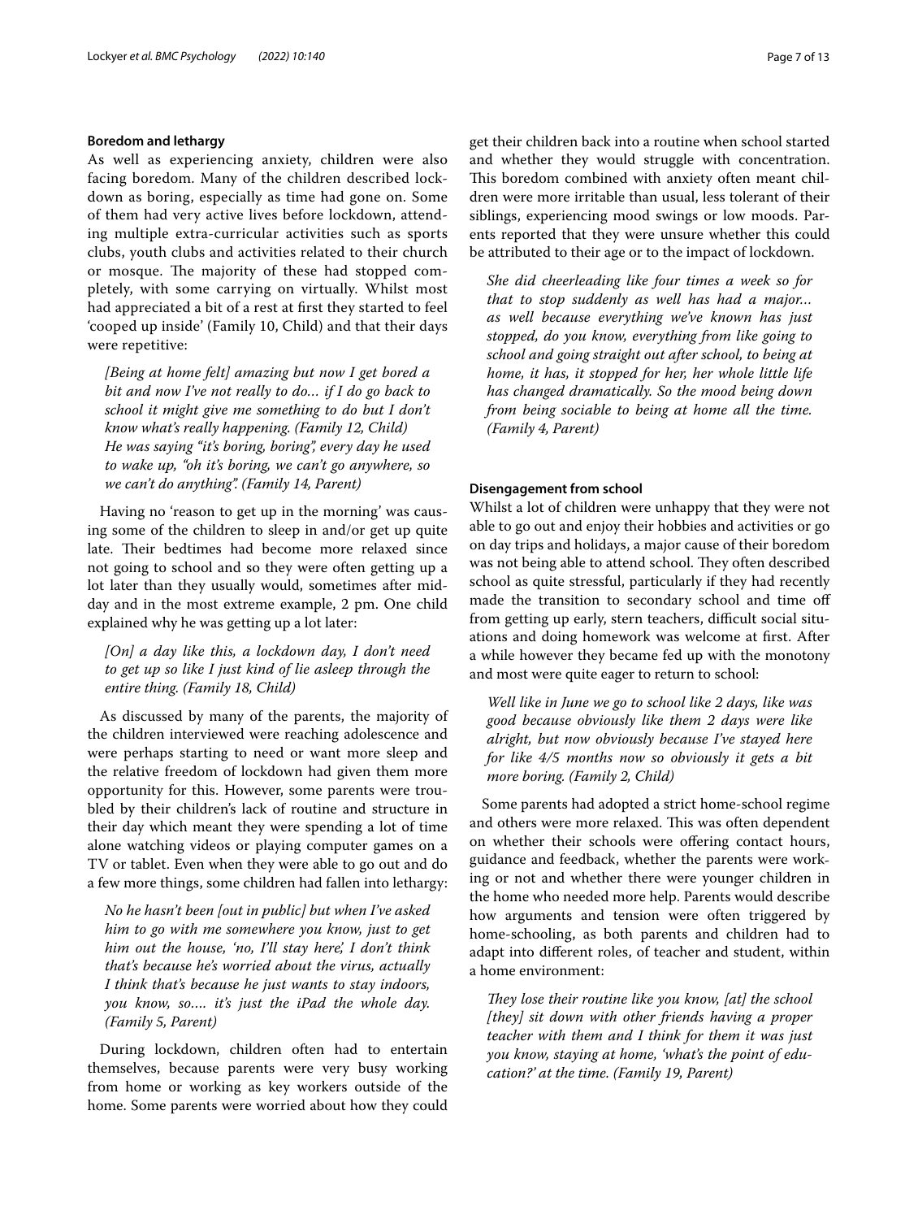### Boredom and lethargy

As well as experiencing anxiety, children were also facing boredom. Many of the children described lockdown as boring, especially as time had gone on. Some of them had very active lives before lockdown, attending multiple extra-curricular activities such as sports clubs, youth clubs and activities related to their church or mosque. The majority of these had stopped completely, with some carrying on virtually. Whilst most had appreciated a bit of a rest at first they started to feel 'cooped up inside' (Family 10, Child) and that their days were repetitive:

> *[Being at home felt] amazing but now I get bored a bit and now I've not really to do… if I do go back to school it might give me something to do but I don't know what's really happening. (Family 12, Child)*
> *He was saying "it's boring, boring", every day he used to wake up, "oh it's boring, we can't go anywhere, so we can't do anything". (Family 14, Parent)*

Having no 'reason to get up in the morning' was causing some of the children to sleep in and/or get up quite late. Their bedtimes had become more relaxed since not going to school and so they were often getting up a lot later than they usually would, sometimes after midday and in the most extreme example, 2 pm. One child explained why he was getting up a lot later:

> *[On] a day like this, a lockdown day, I don't need to get up so like I just kind of lie asleep through the entire thing. (Family 18, Child)*

As discussed by many of the parents, the majority of the children interviewed were reaching adolescence and were perhaps starting to need or want more sleep and the relative freedom of lockdown had given them more opportunity for this. However, some parents were troubled by their children's lack of routine and structure in their day which meant they were spending a lot of time alone watching videos or playing computer games on a TV or tablet. Even when they were able to go out and do a few more things, some children had fallen into lethargy:

> *No he hasn't been [out in public] but when I've asked him to go with me somewhere you know, just to get him out the house, 'no, I'll stay here', I don't think that's because he's worried about the virus, actually I think that's because he just wants to stay indoors, you know, so…. it's just the iPad the whole day. (Family 5, Parent)*

During lockdown, children often had to entertain themselves, because parents were very busy working from home or working as key workers outside of the home. Some parents were worried about how they could get their children back into a routine when school started and whether they would struggle with concentration. This boredom combined with anxiety often meant children were more irritable than usual, less tolerant of their siblings, experiencing mood swings or low moods. Parents reported that they were unsure whether this could be attributed to their age or to the impact of lockdown.

> *She did cheerleading like four times a week so for that to stop suddenly as well has had a major… as well because everything we've known has just stopped, do you know, everything from like going to school and going straight out after school, to being at home, it has, it stopped for her, her whole little life has changed dramatically. So the mood being down from being sociable to being at home all the time. (Family 4, Parent)*

### Disengagement from school

Whilst a lot of children were unhappy that they were not able to go out and enjoy their hobbies and activities or go on day trips and holidays, a major cause of their boredom was not being able to attend school. They often described school as quite stressful, particularly if they had recently made the transition to secondary school and time off from getting up early, stern teachers, difficult social situations and doing homework was welcome at first. After a while however they became fed up with the monotony and most were quite eager to return to school:

> *Well like in June we go to school like 2 days, like was good because obviously like them 2 days were like alright, but now obviously because I've stayed here for like 4/5 months now so obviously it gets a bit more boring. (Family 2, Child)*

Some parents had adopted a strict home-school regime and others were more relaxed. This was often dependent on whether their schools were offering contact hours, guidance and feedback, whether the parents were working or not and whether there were younger children in the home who needed more help. Parents would describe how arguments and tension were often triggered by home-schooling, as both parents and children had to adapt into different roles, of teacher and student, within a home environment:

> *They lose their routine like you know, [at] the school [they] sit down with other friends having a proper teacher with them and I think for them it was just you know, staying at home, 'what's the point of education?' at the time. (Family 19, Parent)*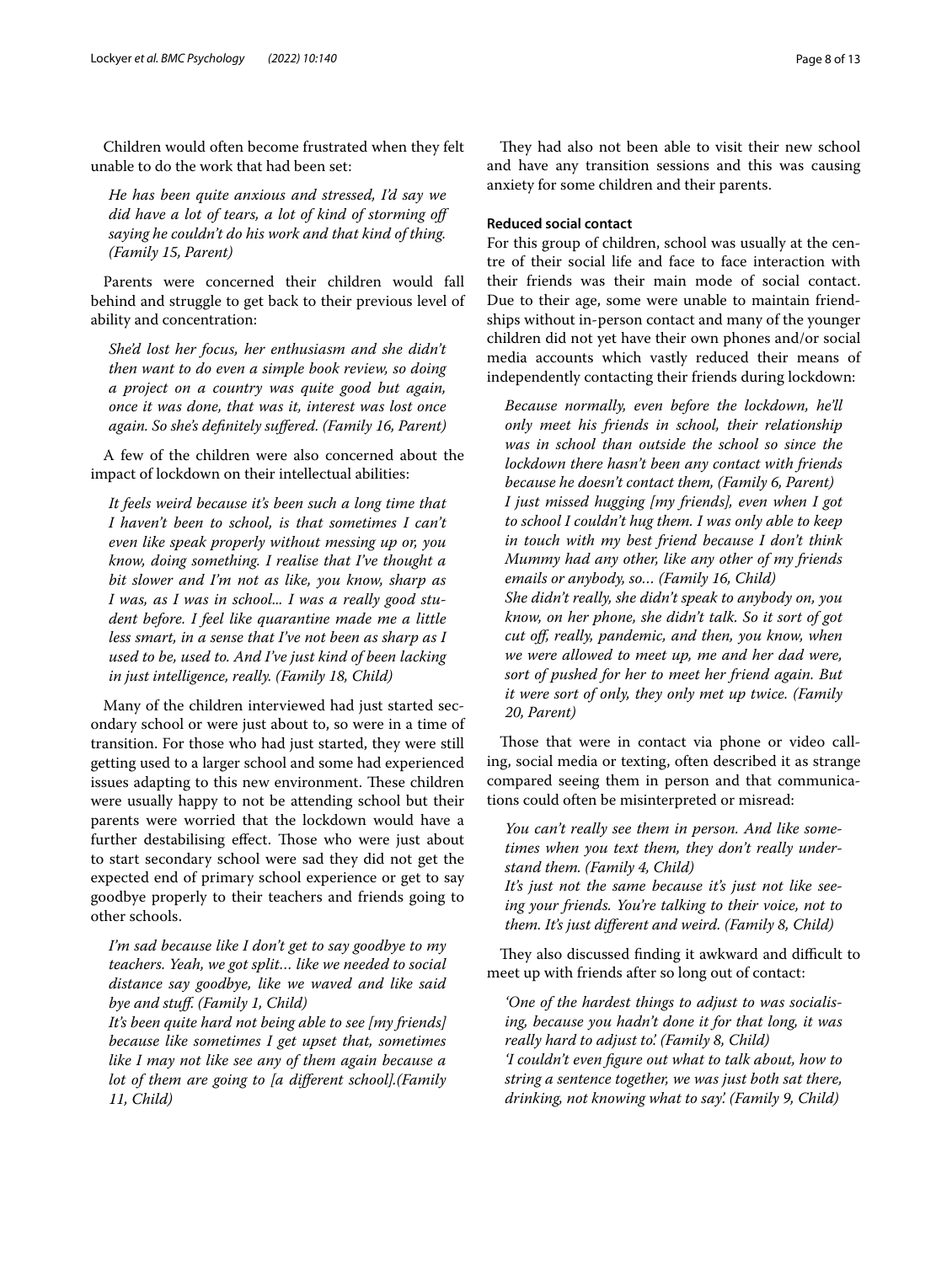Children would often become frustrated when they felt unable to do the work that had been set:

> *He has been quite anxious and stressed, I'd say we did have a lot of tears, a lot of kind of storming off saying he couldn't do his work and that kind of thing. (Family 15, Parent)*

Parents were concerned their children would fall behind and struggle to get back to their previous level of ability and concentration:

> *She'd lost her focus, her enthusiasm and she didn't then want to do even a simple book review, so doing a project on a country was quite good but again, once it was done, that was it, interest was lost once again. So she's definitely suffered. (Family 16, Parent)*

A few of the children were also concerned about the impact of lockdown on their intellectual abilities:

> *It feels weird because it's been such a long time that I haven't been to school, is that sometimes I can't even like speak properly without messing up or, you know, doing something. I realise that I've thought a bit slower and I'm not as like, you know, sharp as I was, as I was in school... I was a really good student before. I feel like quarantine made me a little less smart, in a sense that I've not been as sharp as I used to be, used to. And I've just kind of been lacking in just intelligence, really. (Family 18, Child)*

Many of the children interviewed had just started secondary school or were just about to, so were in a time of transition. For those who had just started, they were still getting used to a larger school and some had experienced issues adapting to this new environment. These children were usually happy to not be attending school but their parents were worried that the lockdown would have a further destabilising effect. Those who were just about to start secondary school were sad they did not get the expected end of primary school experience or get to say goodbye properly to their teachers and friends going to other schools.

> *I'm sad because like I don't get to say goodbye to my teachers. Yeah, we got split… like we needed to social distance say goodbye, like we waved and like said bye and stuff. (Family 1, Child)*
>
> *It's been quite hard not being able to see [my friends] because like sometimes I get upset that, sometimes like I may not like see any of them again because a lot of them are going to [a different school].(Family 11, Child)*

They had also not been able to visit their new school and have any transition sessions and this was causing anxiety for some children and their parents.

#### Reduced social contact

For this group of children, school was usually at the centre of their social life and face to face interaction with their friends was their main mode of social contact. Due to their age, some were unable to maintain friendships without in-person contact and many of the younger children did not yet have their own phones and/or social media accounts which vastly reduced their means of independently contacting their friends during lockdown:

> *Because normally, even before the lockdown, he'll only meet his friends in school, their relationship was in school than outside the school so since the lockdown there hasn't been any contact with friends because he doesn't contact them, (Family 6, Parent)*
>
> *I just missed hugging [my friends], even when I got to school I couldn't hug them. I was only able to keep in touch with my best friend because I don't think Mummy had any other, like any other of my friends emails or anybody, so… (Family 16, Child)*
>
> *She didn't really, she didn't speak to anybody on, you know, on her phone, she didn't talk. So it sort of got cut off, really, pandemic, and then, you know, when we were allowed to meet up, me and her dad were, sort of pushed for her to meet her friend again. But it were sort of only, they only met up twice. (Family 20, Parent)*

Those that were in contact via phone or video calling, social media or texting, often described it as strange compared seeing them in person and that communications could often be misinterpreted or misread:

> *You can't really see them in person. And like sometimes when you text them, they don't really understand them. (Family 4, Child)*
>
> *It's just not the same because it's just not like seeing your friends. You're talking to their voice, not to them. It's just different and weird. (Family 8, Child)*

They also discussed finding it awkward and difficult to meet up with friends after so long out of contact:

> *'One of the hardest things to adjust to was socialising, because you hadn't done it for that long, it was really hard to adjust to'. (Family 8, Child)*
>
> *'I couldn't even figure out what to talk about, how to string a sentence together, we was just both sat there, drinking, not knowing what to say'. (Family 9, Child)*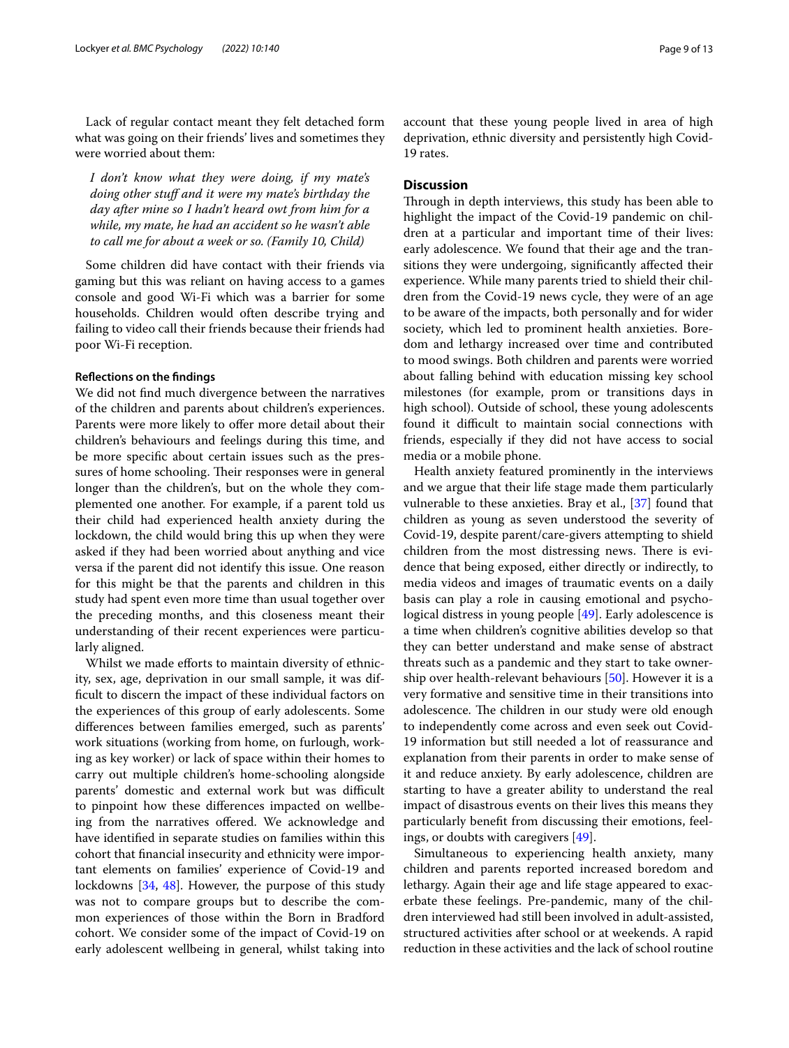Lack of regular contact meant they felt detached form what was going on their friends' lives and sometimes they were worried about them:

> *I don't know what they were doing, if my mate's doing other stuff and it were my mate's birthday the day after mine so I hadn't heard owt from him for a while, my mate, he had an accident so he wasn't able to call me for about a week or so. (Family 10, Child)*

Some children did have contact with their friends via gaming but this was reliant on having access to a games console and good Wi-Fi which was a barrier for some households. Children would often describe trying and failing to video call their friends because their friends had poor Wi-Fi reception.

#### Reflections on the findings

We did not find much divergence between the narratives of the children and parents about children's experiences. Parents were more likely to offer more detail about their children's behaviours and feelings during this time, and be more specific about certain issues such as the pressures of home schooling. Their responses were in general longer than the children's, but on the whole they complemented one another. For example, if a parent told us their child had experienced health anxiety during the lockdown, the child would bring this up when they were asked if they had been worried about anything and vice versa if the parent did not identify this issue. One reason for this might be that the parents and children in this study had spent even more time than usual together over the preceding months, and this closeness meant their understanding of their recent experiences were particularly aligned.

Whilst we made efforts to maintain diversity of ethnicity, sex, age, deprivation in our small sample, it was difficult to discern the impact of these individual factors on the experiences of this group of early adolescents. Some differences between families emerged, such as parents' work situations (working from home, on furlough, working as key worker) or lack of space within their homes to carry out multiple children's home-schooling alongside parents' domestic and external work but was difficult to pinpoint how these differences impacted on wellbeing from the narratives offered. We acknowledge and have identified in separate studies on families within this cohort that financial insecurity and ethnicity were important elements on families' experience of Covid-19 and lockdowns [34, 48]. However, the purpose of this study was not to compare groups but to describe the common experiences of those within the Born in Bradford cohort. We consider some of the impact of Covid-19 on early adolescent wellbeing in general, whilst taking into account that these young people lived in area of high deprivation, ethnic diversity and persistently high Covid-19 rates.

## Discussion

Through in depth interviews, this study has been able to highlight the impact of the Covid-19 pandemic on children at a particular and important time of their lives: early adolescence. We found that their age and the transitions they were undergoing, significantly affected their experience. While many parents tried to shield their children from the Covid-19 news cycle, they were of an age to be aware of the impacts, both personally and for wider society, which led to prominent health anxieties. Boredom and lethargy increased over time and contributed to mood swings. Both children and parents were worried about falling behind with education missing key school milestones (for example, prom or transitions days in high school). Outside of school, these young adolescents found it difficult to maintain social connections with friends, especially if they did not have access to social media or a mobile phone.

Health anxiety featured prominently in the interviews and we argue that their life stage made them particularly vulnerable to these anxieties. Bray et al., [37] found that children as young as seven understood the severity of Covid-19, despite parent/care-givers attempting to shield children from the most distressing news. There is evidence that being exposed, either directly or indirectly, to media videos and images of traumatic events on a daily basis can play a role in causing emotional and psychological distress in young people [49]. Early adolescence is a time when children's cognitive abilities develop so that they can better understand and make sense of abstract threats such as a pandemic and they start to take ownership over health-relevant behaviours [50]. However it is a very formative and sensitive time in their transitions into adolescence. The children in our study were old enough to independently come across and even seek out Covid-19 information but still needed a lot of reassurance and explanation from their parents in order to make sense of it and reduce anxiety. By early adolescence, children are starting to have a greater ability to understand the real impact of disastrous events on their lives this means they particularly benefit from discussing their emotions, feelings, or doubts with caregivers [49].

Simultaneous to experiencing health anxiety, many children and parents reported increased boredom and lethargy. Again their age and life stage appeared to exacerbate these feelings. Pre-pandemic, many of the children interviewed had still been involved in adult-assisted, structured activities after school or at weekends. A rapid reduction in these activities and the lack of school routine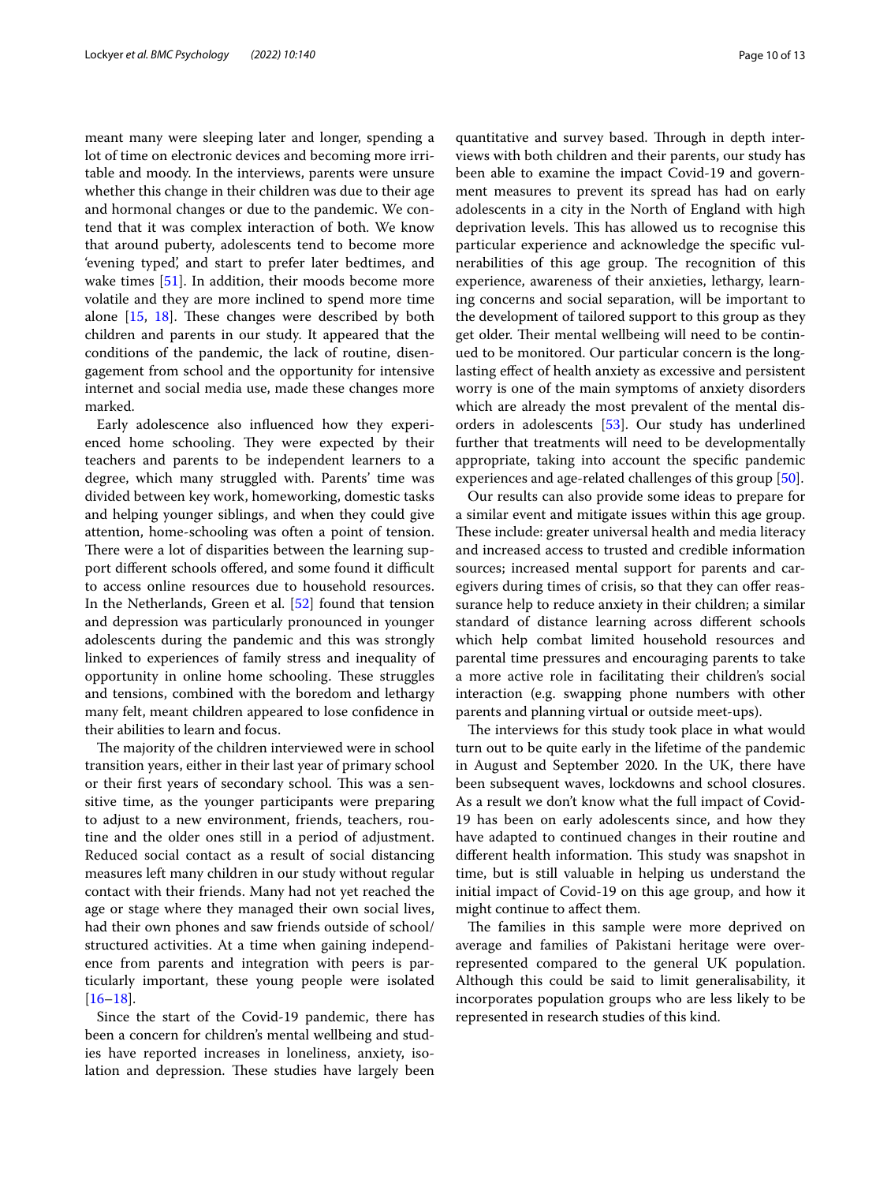meant many were sleeping later and longer, spending a lot of time on electronic devices and becoming more irritable and moody. In the interviews, parents were unsure whether this change in their children was due to their age and hormonal changes or due to the pandemic. We contend that it was complex interaction of both. We know that around puberty, adolescents tend to become more 'evening typed', and start to prefer later bedtimes, and wake times [51]. In addition, their moods become more volatile and they are more inclined to spend more time alone [15, 18]. These changes were described by both children and parents in our study. It appeared that the conditions of the pandemic, the lack of routine, disengagement from school and the opportunity for intensive internet and social media use, made these changes more marked.

Early adolescence also influenced how they experienced home schooling. They were expected by their teachers and parents to be independent learners to a degree, which many struggled with. Parents' time was divided between key work, homeworking, domestic tasks and helping younger siblings, and when they could give attention, home-schooling was often a point of tension. There were a lot of disparities between the learning support different schools offered, and some found it difficult to access online resources due to household resources. In the Netherlands, Green et al. [52] found that tension and depression was particularly pronounced in younger adolescents during the pandemic and this was strongly linked to experiences of family stress and inequality of opportunity in online home schooling. These struggles and tensions, combined with the boredom and lethargy many felt, meant children appeared to lose confidence in their abilities to learn and focus.

The majority of the children interviewed were in school transition years, either in their last year of primary school or their first years of secondary school. This was a sensitive time, as the younger participants were preparing to adjust to a new environment, friends, teachers, routine and the older ones still in a period of adjustment. Reduced social contact as a result of social distancing measures left many children in our study without regular contact with their friends. Many had not yet reached the age or stage where they managed their own social lives, had their own phones and saw friends outside of school/structured activities. At a time when gaining independence from parents and integration with peers is particularly important, these young people were isolated [16–18].

Since the start of the Covid-19 pandemic, there has been a concern for children's mental wellbeing and studies have reported increases in loneliness, anxiety, isolation and depression. These studies have largely been quantitative and survey based. Through in depth interviews with both children and their parents, our study has been able to examine the impact Covid-19 and government measures to prevent its spread has had on early adolescents in a city in the North of England with high deprivation levels. This has allowed us to recognise this particular experience and acknowledge the specific vulnerabilities of this age group. The recognition of this experience, awareness of their anxieties, lethargy, learning concerns and social separation, will be important to the development of tailored support to this group as they get older. Their mental wellbeing will need to be continued to be monitored. Our particular concern is the long-lasting effect of health anxiety as excessive and persistent worry is one of the main symptoms of anxiety disorders which are already the most prevalent of the mental disorders in adolescents [53]. Our study has underlined further that treatments will need to be developmentally appropriate, taking into account the specific pandemic experiences and age-related challenges of this group [50].

Our results can also provide some ideas to prepare for a similar event and mitigate issues within this age group. These include: greater universal health and media literacy and increased access to trusted and credible information sources; increased mental support for parents and caregivers during times of crisis, so that they can offer reassurance help to reduce anxiety in their children; a similar standard of distance learning across different schools which help combat limited household resources and parental time pressures and encouraging parents to take a more active role in facilitating their children's social interaction (e.g. swapping phone numbers with other parents and planning virtual or outside meet-ups).

The interviews for this study took place in what would turn out to be quite early in the lifetime of the pandemic in August and September 2020. In the UK, there have been subsequent waves, lockdowns and school closures. As a result we don't know what the full impact of Covid-19 has been on early adolescents since, and how they have adapted to continued changes in their routine and different health information. This study was snapshot in time, but is still valuable in helping us understand the initial impact of Covid-19 on this age group, and how it might continue to affect them.

The families in this sample were more deprived on average and families of Pakistani heritage were overrepresented compared to the general UK population. Although this could be said to limit generalisability, it incorporates population groups who are less likely to be represented in research studies of this kind.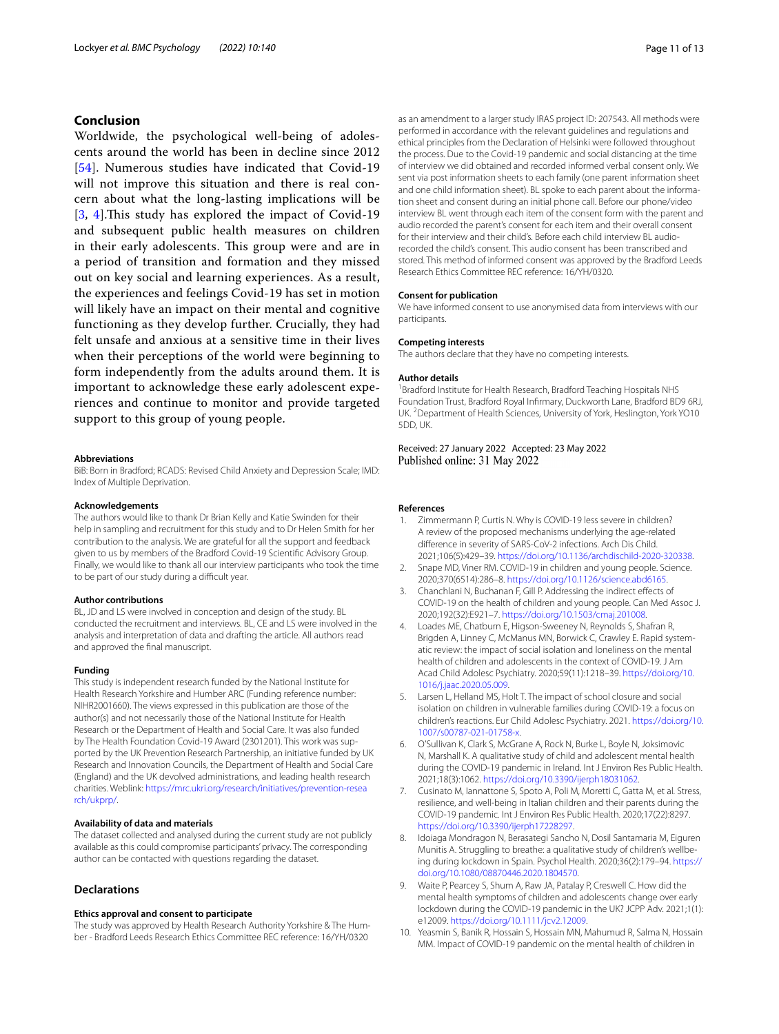## Conclusion

Worldwide, the psychological well-being of adolescents around the world has been in decline since 2012 [54]. Numerous studies have indicated that Covid-19 will not improve this situation and there is real concern about what the long-lasting implications will be [3, 4].This study has explored the impact of Covid-19 and subsequent public health measures on children in their early adolescents. This group were and are in a period of transition and formation and they missed out on key social and learning experiences. As a result, the experiences and feelings Covid-19 has set in motion will likely have an impact on their mental and cognitive functioning as they develop further. Crucially, they had felt unsafe and anxious at a sensitive time in their lives when their perceptions of the world were beginning to form independently from the adults around them. It is important to acknowledge these early adolescent experiences and continue to monitor and provide targeted support to this group of young people.

#### Abbreviations

BiB: Born in Bradford; RCADS: Revised Child Anxiety and Depression Scale; IMD: Index of Multiple Deprivation.

#### Acknowledgements

The authors would like to thank Dr Brian Kelly and Katie Swinden for their help in sampling and recruitment for this study and to Dr Helen Smith for her contribution to the analysis. We are grateful for all the support and feedback given to us by members of the Bradford Covid-19 Scientific Advisory Group. Finally, we would like to thank all our interview participants who took the time to be part of our study during a difficult year.

#### Author contributions

BL, JD and LS were involved in conception and design of the study. BL conducted the recruitment and interviews. BL, CE and LS were involved in the analysis and interpretation of data and drafting the article. All authors read and approved the final manuscript.

#### Funding

This study is independent research funded by the National Institute for Health Research Yorkshire and Humber ARC (Funding reference number: NIHR2001660). The views expressed in this publication are those of the author(s) and not necessarily those of the National Institute for Health Research or the Department of Health and Social Care. It was also funded by The Health Foundation Covid-19 Award (2301201). This work was supported by the UK Prevention Research Partnership, an initiative funded by UK Research and Innovation Councils, the Department of Health and Social Care (England) and the UK devolved administrations, and leading health research charities. Weblink: https://mrc.ukri.org/research/initiatives/prevention-research/ukprp/.

#### Availability of data and materials

The dataset collected and analysed during the current study are not publicly available as this could compromise participants' privacy. The corresponding author can be contacted with questions regarding the dataset.

## Declarations

#### Ethics approval and consent to participate

The study was approved by Health Research Authority Yorkshire & The Humber - Bradford Leeds Research Ethics Committee REC reference: 16/YH/0320 as an amendment to a larger study IRAS project ID: 207543. All methods were performed in accordance with the relevant guidelines and regulations and ethical principles from the Declaration of Helsinki were followed throughout the process. Due to the Covid-19 pandemic and social distancing at the time of interview we did obtained and recorded informed verbal consent only. We sent via post information sheets to each family (one parent information sheet and one child information sheet). BL spoke to each parent about the information sheet and consent during an initial phone call. Before our phone/video interview BL went through each item of the consent form with the parent and audio recorded the parent's consent for each item and their overall consent for their interview and their child's. Before each child interview BL audio-recorded the child's consent. This audio consent has been transcribed and stored. This method of informed consent was approved by the Bradford Leeds Research Ethics Committee REC reference: 16/YH/0320.

#### Consent for publication

We have informed consent to use anonymised data from interviews with our participants.

#### Competing interests

The authors declare that they have no competing interests.

#### Author details

[1] Bradford Institute for Health Research, Bradford Teaching Hospitals NHS Foundation Trust, Bradford Royal Infirmary, Duckworth Lane, Bradford BD9 6RJ, UK. [2] Department of Health Sciences, University of York, Heslington, York YO10 5DD, UK.

Received: 27 January 2022 Accepted: 23 May 2022
Published online: 31 May 2022

#### References

1. Zimmermann P, Curtis N. Why is COVID-19 less severe in children? A review of the proposed mechanisms underlying the age-related difference in severity of SARS-CoV-2 infections. Arch Dis Child. 2021;106(5):429–39. https://doi.org/10.1136/archdischild-2020-320338.
2. Snape MD, Viner RM. COVID-19 in children and young people. Science. 2020;370(6514):286–8. https://doi.org/10.1126/science.abd6165.
3. Chanchlani N, Buchanan F, Gill P. Addressing the indirect effects of COVID-19 on the health of children and young people. Can Med Assoc J. 2020;192(32):E921–7. https://doi.org/10.1503/cmaj.201008.
4. Loades ME, Chatburn E, Higson-Sweeney N, Reynolds S, Shafran R, Brigden A, Linney C, McManus MN, Borwick C, Crawley E. Rapid systematic review: the impact of social isolation and loneliness on the mental health of children and adolescents in the context of COVID-19. J Am Acad Child Adolesc Psychiatry. 2020;59(11):1218–39. https://doi.org/10.1016/j.jaac.2020.05.009.
5. Larsen L, Helland MS, Holt T. The impact of school closure and social isolation on children in vulnerable families during COVID-19: a focus on children's reactions. Eur Child Adolesc Psychiatry. 2021. https://doi.org/10.1007/s00787-021-01758-x.
6. O'Sullivan K, Clark S, McGrane A, Rock N, Burke L, Boyle N, Joksimovic N, Marshall K. A qualitative study of child and adolescent mental health during the COVID-19 pandemic in Ireland. Int J Environ Res Public Health. 2021;18(3):1062. https://doi.org/10.3390/ijerph18031062.
7. Cusinato M, Iannattone S, Spoto A, Poli M, Moretti C, Gatta M, et al. Stress, resilience, and well-being in Italian children and their parents during the COVID-19 pandemic. Int J Environ Res Public Health. 2020;17(22):8297. https://doi.org/10.3390/ijerph17228297.
8. Idoiaga Mondragon N, Berasategi Sancho N, Dosil Santamaria M, Eiguren Munitis A. Struggling to breathe: a qualitative study of children's wellbeing during lockdown in Spain. Psychol Health. 2020;36(2):179–94. https://doi.org/10.1080/08870446.2020.1804570.
9. Waite P, Pearcey S, Shum A, Raw JA, Patalay P, Creswell C. How did the mental health symptoms of children and adolescents change over early lockdown during the COVID-19 pandemic in the UK? JCPP Adv. 2021;1(1):e12009. https://doi.org/10.1111/jcv2.12009.
10. Yeasmin S, Banik R, Hossain S, Hossain MN, Mahumud R, Salma N, Hossain MM. Impact of COVID-19 pandemic on the mental health of children in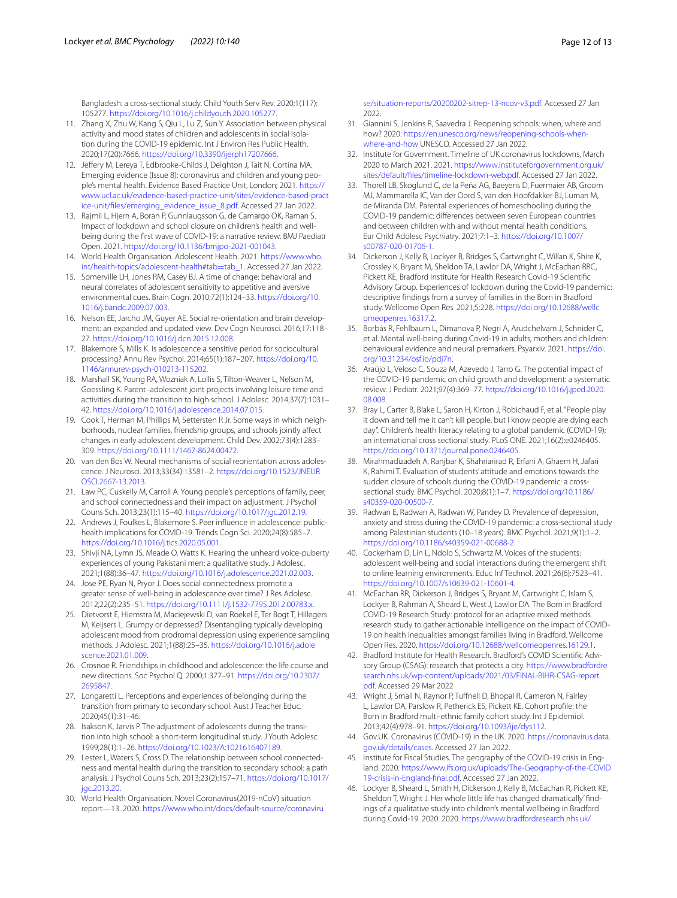Bangladesh: a cross-sectional study. Child Youth Serv Rev. 2020;1(117):105277. https://doi.org/10.1016/j.childyouth.2020.105277.

11. Zhang X, Zhu W, Kang S, Qiu L, Lu Z, Sun Y. Association between physical activity and mood states of children and adolescents in social isolation during the COVID-19 epidemic. Int J Environ Res Public Health. 2020;17(20):7666. https://doi.org/10.3390/ijerph17207666.
12. Jeffery M, Lereya T, Edbrooke-Childs J, Deighton J, Tait N, Cortina MA. Emerging evidence (Issue 8): coronavirus and children and young people's mental health. Evidence Based Practice Unit, London; 2021. https://www.ucl.ac.uk/evidence-based-practice-unit/sites/evidence-based-practice-unit/files/emerging_evidence_issue_8.pdf. Accessed 27 Jan 2022.
13. Rajmil L, Hjern A, Boran P, Gunnlaugsson G, de Camargo OK, Raman S. Impact of lockdown and school closure on children's health and well-being during the first wave of COVID-19: a narrative review. BMJ Paediatr Open. 2021. https://doi.org/10.1136/bmjpo-2021-001043.
14. World Health Organisation. Adolescent Health. 2021. https://www.who.int/health-topics/adolescent-health#tab=tab_1. Accessed 27 Jan 2022.
15. Somerville LH, Jones RM, Casey BJ. A time of change: behavioral and neural correlates of adolescent sensitivity to appetitive and aversive environmental cues. Brain Cogn. 2010;72(1):124–33. https://doi.org/10.1016/j.bandc.2009.07.003.
16. Nelson EE, Jarcho JM, Guyer AE. Social re-orientation and brain development: an expanded and updated view. Dev Cogn Neurosci. 2016;17:118–27. https://doi.org/10.1016/j.dcn.2015.12.008.
17. Blakemore S, Mills K. Is adolescence a sensitive period for sociocultural processing? Annu Rev Psychol. 2014;65(1):187–207. https://doi.org/10.1146/annurev-psych-010213-115202.
18. Marshall SK, Young RA, Wozniak A, Lollis S, Tilton-Weaver L, Nelson M, Goessling K. Parent–adolescent joint projects involving leisure time and activities during the transition to high school. J Adolesc. 2014;37(7):1031–42. https://doi.org/10.1016/j.adolescence.2014.07.015.
19. Cook T, Herman M, Phillips M, Settersten R Jr. Some ways in which neighborhoods, nuclear families, friendship groups, and schools jointly affect changes in early adolescent development. Child Dev. 2002;73(4):1283–309. https://doi.org/10.1111/1467-8624.00472.
20. van den Bos W. Neural mechanisms of social reorientation across adolescence. J Neurosci. 2013;33(34):13581–2. https://doi.org/10.1523/JNEUROSCI.2667-13.2013.
21. Law PC, Cuskelly M, Carroll A. Young people's perceptions of family, peer, and school connectedness and their impact on adjustment. J Psychol Couns Sch. 2013;23(1):115–40. https://doi.org/10.1017/jgc.2012.19.
22. Andrews J, Foulkes L, Blakemore S. Peer influence in adolescence: public-health implications for COVID-19. Trends Cogn Sci. 2020;24(8):585–7. https://doi.org/10.1016/j.tics.2020.05.001.
23. Shivji NA, Lymn JS, Meade O, Watts K. Hearing the unheard voice-puberty experiences of young Pakistani men: a qualitative study. J Adolesc. 2021;1(88):36–47. https://doi.org/10.1016/j.adolescence.2021.02.003.
24. Jose PE, Ryan N, Pryor J. Does social connectedness promote a greater sense of well-being in adolescence over time? J Res Adolesc. 2012;22(2):235–51. https://doi.org/10.1111/j.1532-7795.2012.00783.x.
25. Dietvorst E, Hiemstra M, Maciejewski D, van Roekel E, Ter Bogt T, Hillegers M, Keijsers L. Grumpy or depressed? Disentangling typically developing adolescent mood from prodromal depression using experience sampling methods. J Adolesc. 2021;1(88):25–35. https://doi.org/10.1016/j.adolescence.2021.01.009.
26. Crosnoe R. Friendships in childhood and adolescence: the life course and new directions. Soc Psychol Q. 2000;1:377–91. https://doi.org/10.2307/2695847.
27. Longaretti L. Perceptions and experiences of belonging during the transition from primary to secondary school. Aust J Teacher Educ. 2020;45(1):31–46.
28. Isakson K, Jarvis P. The adjustment of adolescents during the transition into high school: a short-term longitudinal study. J Youth Adolesc. 1999;28(1):1–26. https://doi.org/10.1023/A:1021616407189.
29. Lester L, Waters S, Cross D. The relationship between school connectedness and mental health during the transition to secondary school: a path analysis. J Psychol Couns Sch. 2013;23(2):157–71. https://doi.org/10.1017/jgc.2013.20.
30. World Health Organisation. Novel Coronavirus(2019-nCoV) situation report—13. 2020. https://www.who.int/docs/default-source/coronaviruse/situation-reports/20200202-sitrep-13-ncov-v3.pdf. Accessed 27 Jan 2022.
31. Giannini S, Jenkins R, Saavedra J. Reopening schools: when, where and how? 2020. https://en.unesco.org/news/reopening-schools-when-where-and-how UNESCO. Accessed 27 Jan 2022.
32. Institute for Government. Timeline of UK coronavirus lockdowns, March 2020 to March 2021. 2021. https://www.instituteforgovernment.org.uk/sites/default/files/timeline-lockdown-web.pdf. Accessed 27 Jan 2022.
33. Thorell LB, Skoglund C, de la Peña AG, Baeyens D, Fuermaier AB, Groom MJ, Mammarella IC, Van der Oord S, van den Hoofdakker BJ, Luman M, de Miranda DM. Parental experiences of homeschooling during the COVID-19 pandemic: differences between seven European countries and between children with and without mental health conditions. Eur Child Adolesc Psychiatry. 2021;7:1–3. https://doi.org/10.1007/s00787-020-01706-1.
34. Dickerson J, Kelly B, Lockyer B, Bridges S, Cartwright C, Willan K, Shire K, Crossley K, Bryant M, Sheldon TA, Lawlor DA, Wright J, McEachan RRC, Pickett KE, Bradford Institute for Health Research Covid-19 Scientific Advisory Group. Experiences of lockdown during the Covid-19 pandemic: descriptive findings from a survey of families in the Born in Bradford study. Wellcome Open Res. 2021;5:228. https://doi.org/10.12688/wellcomeopenres.16317.2.
35. Borbás R, Fehlbaum L, Dimanova P, Negri A, Arudchelvam J, Schnider C, et al. Mental well-being during Covid-19 in adults, mothers and children: behavioural evidence and neural premarkers. Psyarxiv. 2021. https://doi.org/10.31234/osf.io/pdj7n.
36. Araújo L, Veloso C, Souza M, Azevedo J, Tarro G. The potential impact of the COVID-19 pandemic on child growth and development: a systematic review. J Pediatr. 2021;97(4):369–77. https://doi.org/10.1016/j.jped.2020.08.008.
37. Bray L, Carter B, Blake L, Saron H, Kirton J, Robichaud F, et al. "People play it down and tell me it can't kill people, but I know people are dying each day". Children's health literacy relating to a global pandemic (COVID-19); an international cross sectional study. PLoS ONE. 2021;16(2):e0246405. https://doi.org/10.1371/journal.pone.0246405.
38. Mirahmadizadeh A, Ranjbar K, Shahriarirad R, Erfani A, Ghaem H, Jafari K, Rahimi T. Evaluation of students' attitude and emotions towards the sudden closure of schools during the COVID-19 pandemic: a cross-sectional study. BMC Psychol. 2020;8(1):1–7. https://doi.org/10.1186/s40359-020-00500-7.
39. Radwan E, Radwan A, Radwan W, Pandey D. Prevalence of depression, anxiety and stress during the COVID-19 pandemic: a cross-sectional study among Palestinian students (10–18 years). BMC Psychol. 2021;9(1):1–2. https://doi.org/10.1186/s40359-021-00688-2.
40. Cockerham D, Lin L, Ndolo S, Schwartz M. Voices of the students: adolescent well-being and social interactions during the emergent shift to online learning environments. Educ Inf Technol. 2021;26(6):7523–41. https://doi.org/10.1007/s10639-021-10601-4.
41. McEachan RR, Dickerson J, Bridges S, Bryant M, Cartwright C, Islam S, Lockyer B, Rahman A, Sheard L, West J, Lawlor DA. The Born in Bradford COVID-19 Research Study: protocol for an adaptive mixed methods research study to gather actionable intelligence on the impact of COVID-19 on health inequalities amongst families living in Bradford. Wellcome Open Res. 2020. https://doi.org/10.12688/wellcomeopenres.16129.1.
42. Bradford Institute for Health Research. Bradford's COVID Scientific Advisory Group (CSAG): research that protects a city. https://www.bradfordresearch.nhs.uk/wp-content/uploads/2021/03/FINAL-BIHR-CSAG-report.pdf. Accessed 29 Mar 2022
43. Wright J, Small N, Raynor P, Tuffnell D, Bhopal R, Cameron N, Fairley L, Lawlor DA, Parslow R, Petherick ES, Pickett KE. Cohort profile: the Born in Bradford multi-ethnic family cohort study. Int J Epidemiol. 2013;42(4):978–91. https://doi.org/10.1093/ije/dys112.
44. Gov.UK. Coronavirus (COVID-19) in the UK. 2020. https://coronavirus.data.gov.uk/details/cases. Accessed 27 Jan 2022.
45. Institute for Fiscal Studies. The geography of the COVID-19 crisis in England. 2020. https://www.ifs.org.uk/uploads/The-Geography-of-the-COVID19-crisis-in-England-final.pdf. Accessed 27 Jan 2022.
46. Lockyer B, Sheard L, Smith H, Dickerson J, Kelly B, McEachan R, Pickett KE, Sheldon T, Wright J. Her whole little life has changed dramatically' findings of a qualitative study into children's mental wellbeing in Bradford during Covid-19. 2020. 2020. https://www.bradfordresearch.nhs.uk/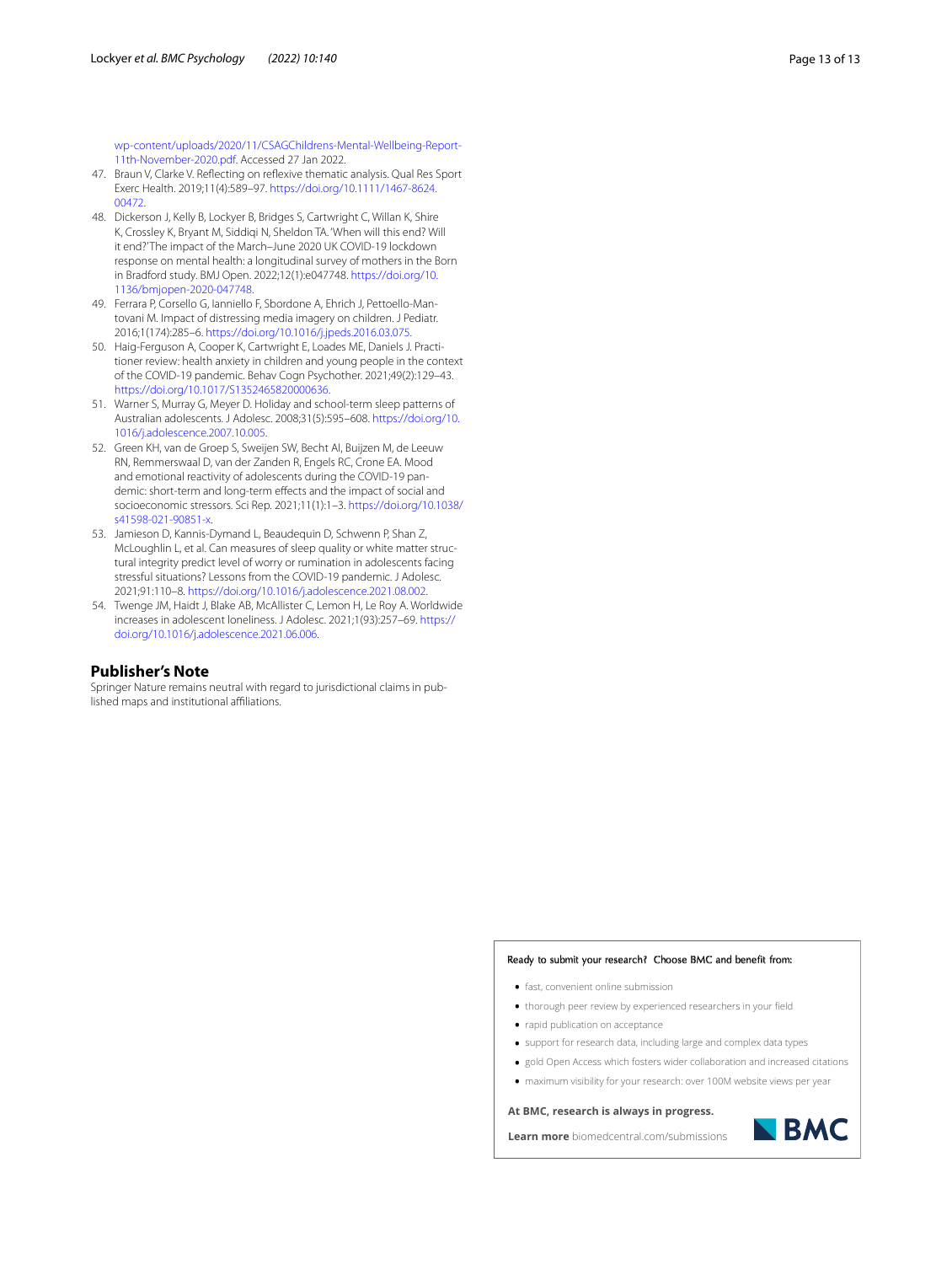wp-content/uploads/2020/11/CSAGChildrens-Mental-Wellbeing-Report-11th-November-2020.pdf. Accessed 27 Jan 2022.

47. Braun V, Clarke V. Reflecting on reflexive thematic analysis. Qual Res Sport Exerc Health. 2019;11(4):589–97. https://doi.org/10.1111/1467-8624.00472.
48. Dickerson J, Kelly B, Lockyer B, Bridges S, Cartwright C, Willan K, Shire K, Crossley K, Bryant M, Siddiqi N, Sheldon TA. 'When will this end? Will it end?' The impact of the March–June 2020 UK COVID-19 lockdown response on mental health: a longitudinal survey of mothers in the Born in Bradford study. BMJ Open. 2022;12(1):e047748. https://doi.org/10.1136/bmjopen-2020-047748.
49. Ferrara P, Corsello G, Ianniello F, Sbordone A, Ehrich J, Pettoello-Mantovani M. Impact of distressing media imagery on children. J Pediatr. 2016;1(174):285–6. https://doi.org/10.1016/j.jpeds.2016.03.075.
50. Haig-Ferguson A, Cooper K, Cartwright E, Loades ME, Daniels J. Practitioner review: health anxiety in children and young people in the context of the COVID-19 pandemic. Behav Cogn Psychother. 2021;49(2):129–43. https://doi.org/10.1017/S1352465820000636.
51. Warner S, Murray G, Meyer D. Holiday and school-term sleep patterns of Australian adolescents. J Adolesc. 2008;31(5):595–608. https://doi.org/10.1016/j.adolescence.2007.10.005.
52. Green KH, van de Groep S, Sweijen SW, Becht AI, Buijzen M, de Leeuw RN, Remmerswaal D, van der Zanden R, Engels RC, Crone EA. Mood and emotional reactivity of adolescents during the COVID-19 pandemic: short-term and long-term effects and the impact of social and socioeconomic stressors. Sci Rep. 2021;11(1):1–3. https://doi.org/10.1038/s41598-021-90851-x.
53. Jamieson D, Kannis-Dymand L, Beaudequin D, Schwenn P, Shan Z, McLoughlin L, et al. Can measures of sleep quality or white matter structural integrity predict level of worry or rumination in adolescents facing stressful situations? Lessons from the COVID-19 pandemic. J Adolesc. 2021;91:110–8. https://doi.org/10.1016/j.adolescence.2021.08.002.
54. Twenge JM, Haidt J, Blake AB, McAllister C, Lemon H, Le Roy A. Worldwide increases in adolescent loneliness. J Adolesc. 2021;1(93):257–69. https://doi.org/10.1016/j.adolescence.2021.06.006.

## Publisher's Note

Springer Nature remains neutral with regard to jurisdictional claims in published maps and institutional affiliations.

Ready to submit your research? Choose BMC and benefit from:

- fast, convenient online submission
- thorough peer review by experienced researchers in your field
- rapid publication on acceptance
- support for research data, including large and complex data types
- gold Open Access which fosters wider collaboration and increased citations
- maximum visibility for your research: over 100M website views per year

**At BMC, research is always in progress.**

**Learn more** biomedcentral.com/submissions

BMC